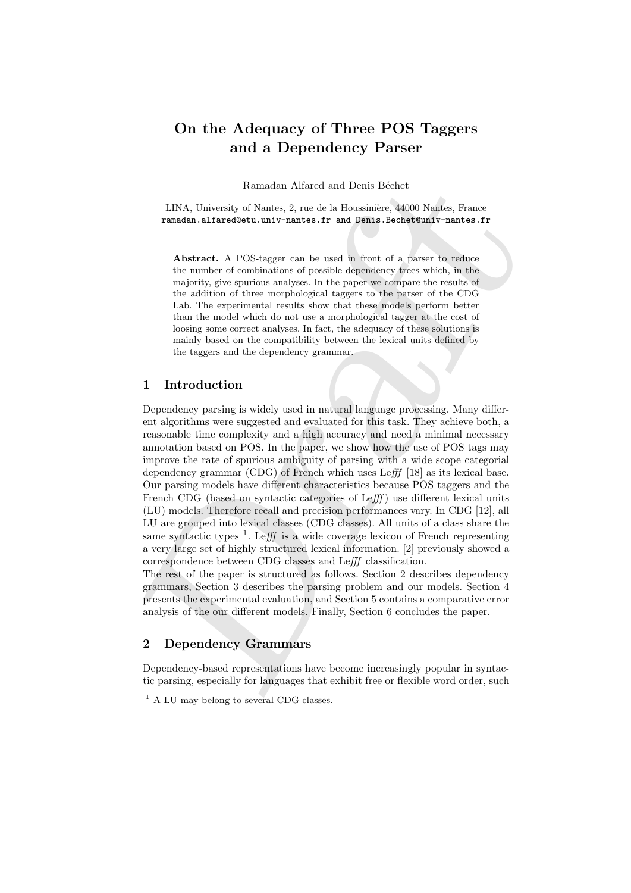# On the Adequacy of Three POS Taggers and a Dependency Parser

Ramadan Alfared and Denis Béchet

LINA, University of Nantes, 2, rue de la Houssinière, 44000 Nantes, France
ramadan.alfared@etu.univ-nantes.fr and Denis.Bechet@univ-nantes.fr

**Abstract.** A POS-tagger can be used in front of a parser to reduce the number of combinations of possible dependency trees which, in the majority, give spurious analyses. In the paper we compare the results of the addition of three morphological taggers to the parser of the CDG Lab. The experimental results show that these models perform better than the model which do not use a morphological tagger at the cost of loosing some correct analyses. In fact, the adequacy of these solutions is mainly based on the compatibility between the lexical units defined by the taggers and the dependency grammar.

## 1 Introduction

Dependency parsing is widely used in natural language processing. Many different algorithms were suggested and evaluated for this task. They achieve both, a reasonable time complexity and a high accuracy and need a minimal necessary annotation based on POS. In the paper, we show how the use of POS tags may improve the rate of spurious ambiguity of parsing with a wide scope categorial dependency grammar (CDG) of French which uses Le*fff* [18] as its lexical base. Our parsing models have different characteristics because POS taggers and the French CDG (based on syntactic categories of Le*fff*) use different lexical units (LU) models. Therefore recall and precision performances vary. In CDG [12], all LU are grouped into lexical classes (CDG classes). All units of a class share the same syntactic types [1]. Le*fff* is a wide coverage lexicon of French representing a very large set of highly structured lexical information. [2] previously showed a correspondence between CDG classes and Le*fff* classification.

The rest of the paper is structured as follows. Section 2 describes dependency grammars, Section 3 describes the parsing problem and our models. Section 4 presents the experimental evaluation, and Section 5 contains a comparative error analysis of the our different models. Finally, Section 6 concludes the paper.

## 2 Dependency Grammars

Dependency-based representations have become increasingly popular in syntactic parsing, especially for languages that exhibit free or flexible word order, such

[1] A LU may belong to several CDG classes.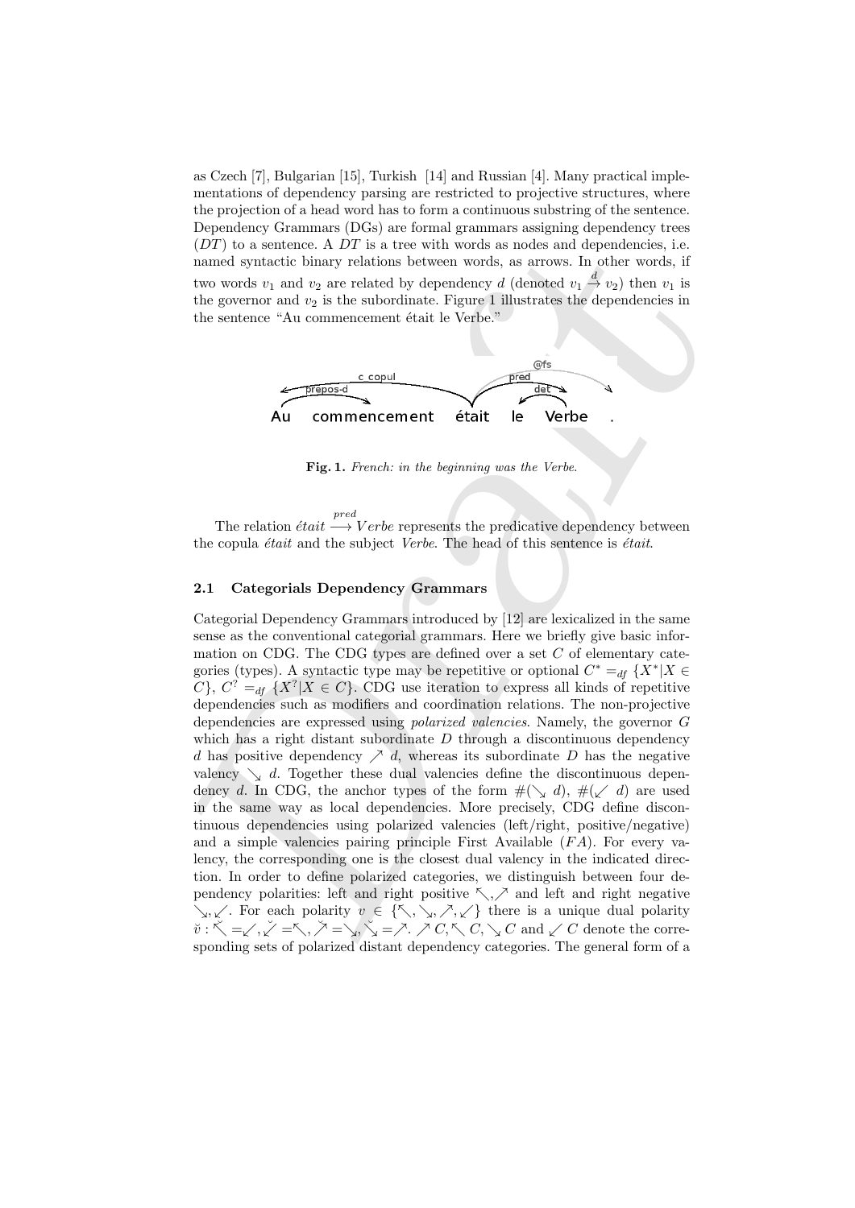as Czech [7], Bulgarian [15], Turkish [14] and Russian [4]. Many practical implementations of dependency parsing are restricted to projective structures, where the projection of a head word has to form a continuous substring of the sentence. Dependency Grammars (DGs) are formal grammars assigning dependency trees ($DT$) to a sentence. A $DT$ is a tree with words as nodes and dependencies, i.e. named syntactic binary relations between words, as arrows. In other words, if two words $v_1$ and $v_2$ are related by dependency $d$ (denoted $v_1 \stackrel{d}{\rightarrow} v_2$) then $v_1$ is the governor and $v_2$ is the subordinate. Figure 1 illustrates the dependencies in the sentence "Au commencement était le Verbe."

**Fig. 1.** *French: in the beginning was the Verbe.*

The relation *était* $\stackrel{pred}{\longrightarrow} Verbe$ represents the predicative dependency between the copula *était* and the subject *Verbe*. The head of this sentence is *était*.

### 2.1 Categorials Dependency Grammars

Categorial Dependency Grammars introduced by [12] are lexicalized in the same sense as the conventional categorial grammars. Here we briefly give basic information on CDG. The CDG types are defined over a set $C$ of elementary categories (types). A syntactic type may be repetitive or optional $C^* =_{df} \{X^* | X \in C\}$, $C^? =_{df} \{X^? | X \in C\}$. CDG use iteration to express all kinds of repetitive dependencies such as modifiers and coordination relations. The non-projective dependencies are expressed using *polarized valencies*. Namely, the governor $G$ which has a right distant subordinate $D$ through a discontinuous dependency $d$ has positive dependency $\nearrow d$, whereas its subordinate $D$ has the negative valency $\searrow d$. Together these dual valencies define the discontinuous dependency $d$. In CDG, the anchor types of the form $\#(\searrow d)$, $\#(\swarrow d)$ are used in the same way as local dependencies. More precisely, CDG define discontinuous dependencies using polarized valencies (left/right, positive/negative) and a simple valencies pairing principle First Available ($FA$). For every valency, the corresponding one is the closest dual valency in the indicated direction. In order to define polarized categories, we distinguish between four dependency polarities: left and right positive $\nwarrow, \nearrow$ and left and right negative $\searrow, \swarrow$. For each polarity $v \in \{\nwarrow, \searrow, \nearrow, \swarrow\}$ there is a unique dual polarity $\breve{v} : \breve{\nwarrow} = \swarrow, \breve{\swarrow} = \nwarrow, \breve{\nearrow} = \searrow, \breve{\searrow} = \nearrow$. $\nearrow C, \nwarrow C, \searrow C$ and $\swarrow C$ denote the corresponding sets of polarized distant dependency categories. The general form of a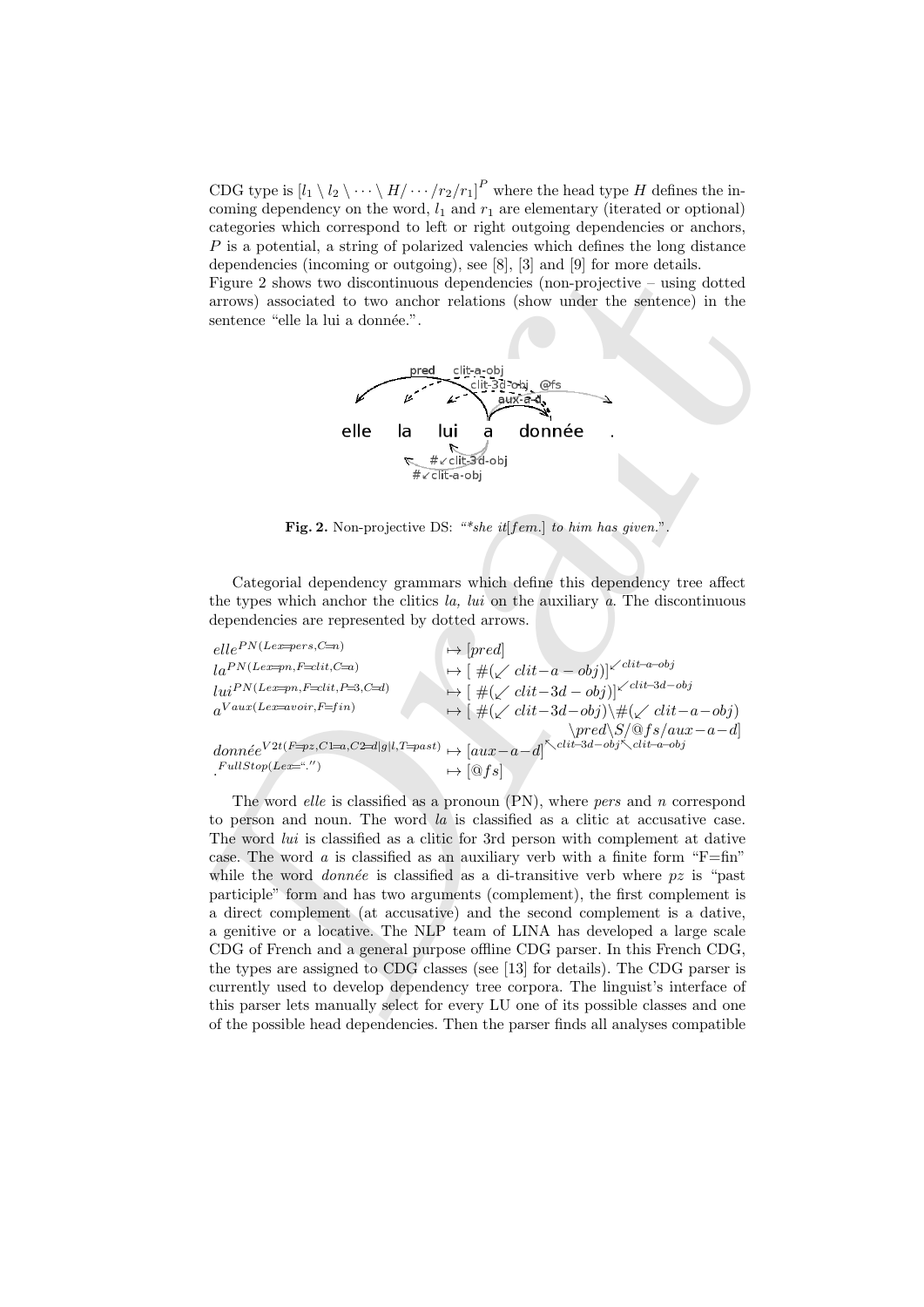CDG type is $[l_1 \backslash l_2 \backslash \cdots \backslash H/ \cdots /r_2/r_1]^P$ where the head type $H$ defines the incoming dependency on the word, $l_1$ and $r_1$ are elementary (iterated or optional) categories which correspond to left or right outgoing dependencies or anchors, $P$ is a potential, a string of polarized valencies which defines the long distance dependencies (incoming or outgoing), see [8], [3] and [9] for more details.
Figure 2 shows two discontinuous dependencies (non-projective – using dotted arrows) associated to two anchor relations (show under the sentence) in the sentence "elle la lui a donnée.".

**Fig. 2.** Non-projective DS: *"\*she it[fem.] to him has given."*.

Categorial dependency grammars which define this dependency tree affect the types which anchor the clitics *la, lui* on the auxiliary *a*. The discontinuous dependencies are represented by dotted arrows.

$$
\begin{array}{ll}
elle^{PN(Lex=pers,C=n)} & \mapsto [pred] \\
la^{PN(Lex=pn,F=clit,C=a)} & \mapsto [\ \#(\swarrow clit-a-obj)]^{\swarrow clit-a-obj} \\
lui^{PN(Lex=pn,F=clit,P=3,C=d)} & \mapsto [\ \#(\swarrow clit-3d-obj)]^{\swarrow clit-3d-obj} \\
a^{Vaux(Lex=avoir,F=fin)} & \mapsto [\ \#(\swarrow clit-3d-obj)\backslash\#(\swarrow clit-a-obj) \\
 & \qquad \backslash pred\backslash S/@fs/aux-a-d] \\
donnée^{V2t(F=pz,C1=a,C2=d|g|l,T=past)} & \mapsto [aux-a-d]^{\nwarrow clit-3d-obj\nwarrow clit-a-obj} \\
.^{FullStop(Lex=".")} & \mapsto [@fs]
\end{array}
$$

The word *elle* is classified as a pronoun (PN), where *pers* and *n* correspond to person and noun. The word *la* is classified as a clitic at accusative case. The word *lui* is classified as a clitic for 3rd person with complement at dative case. The word *a* is classified as an auxiliary verb with a finite form "F=fin" while the word *donnée* is classified as a di-transitive verb where *pz* is "past participle" form and has two arguments (complement), the first complement is a direct complement (at accusative) and the second complement is a dative, a genitive or a locative. The NLP team of LINA has developed a large scale CDG of French and a general purpose offline CDG parser. In this French CDG, the types are assigned to CDG classes (see [13] for details). The CDG parser is currently used to develop dependency tree corpora. The linguist's interface of this parser lets manually select for every LU one of its possible classes and one of the possible head dependencies. Then the parser finds all analyses compatible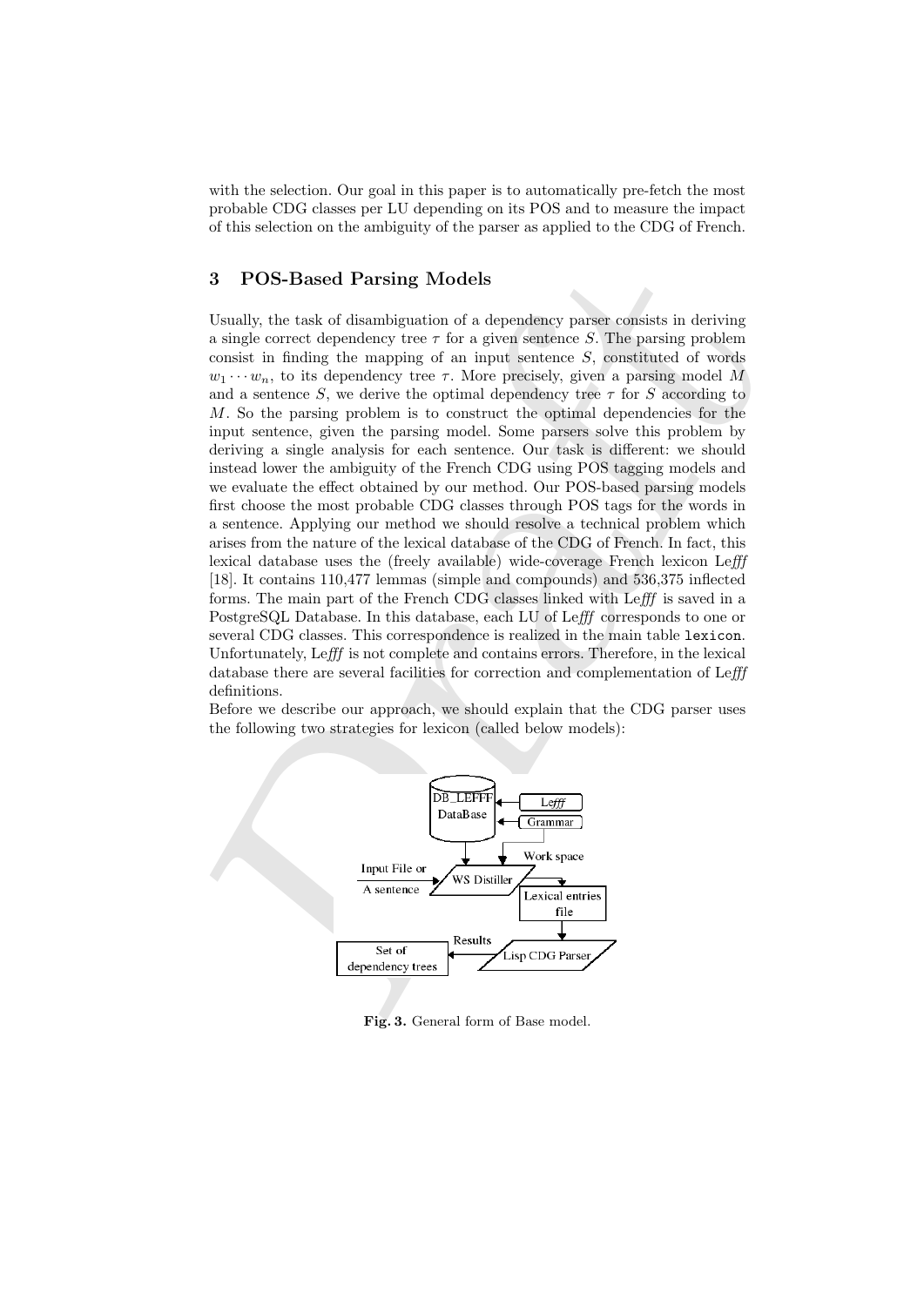with the selection. Our goal in this paper is to automatically pre-fetch the most probable CDG classes per LU depending on its POS and to measure the impact of this selection on the ambiguity of the parser as applied to the CDG of French.

## 3 POS-Based Parsing Models

Usually, the task of disambiguation of a dependency parser consists in deriving a single correct dependency tree $\tau$ for a given sentence $S$. The parsing problem consist in finding the mapping of an input sentence $S$, constituted of words $w_1 \cdots w_n$, to its dependency tree $\tau$. More precisely, given a parsing model $M$ and a sentence $S$, we derive the optimal dependency tree $\tau$ for $S$ according to $M$. So the parsing problem is to construct the optimal dependencies for the input sentence, given the parsing model. Some parsers solve this problem by deriving a single analysis for each sentence. Our task is different: we should instead lower the ambiguity of the French CDG using POS tagging models and we evaluate the effect obtained by our method. Our POS-based parsing models first choose the most probable CDG classes through POS tags for the words in a sentence. Applying our method we should resolve a technical problem which arises from the nature of the lexical database of the CDG of French. In fact, this lexical database uses the (freely available) wide-coverage French lexicon Le*fff* [18]. It contains 110,477 lemmas (simple and compounds) and 536,375 inflected forms. The main part of the French CDG classes linked with Le*fff* is saved in a PostgreSQL Database. In this database, each LU of Le*fff* corresponds to one or several CDG classes. This correspondence is realized in the main table `lexicon`. Unfortunately, Le*fff* is not complete and contains errors. Therefore, in the lexical database there are several facilities for correction and complementation of Le*fff* definitions.

Before we describe our approach, we should explain that the CDG parser uses the following two strategies for lexicon (called below models):

**Fig. 3.** General form of Base model.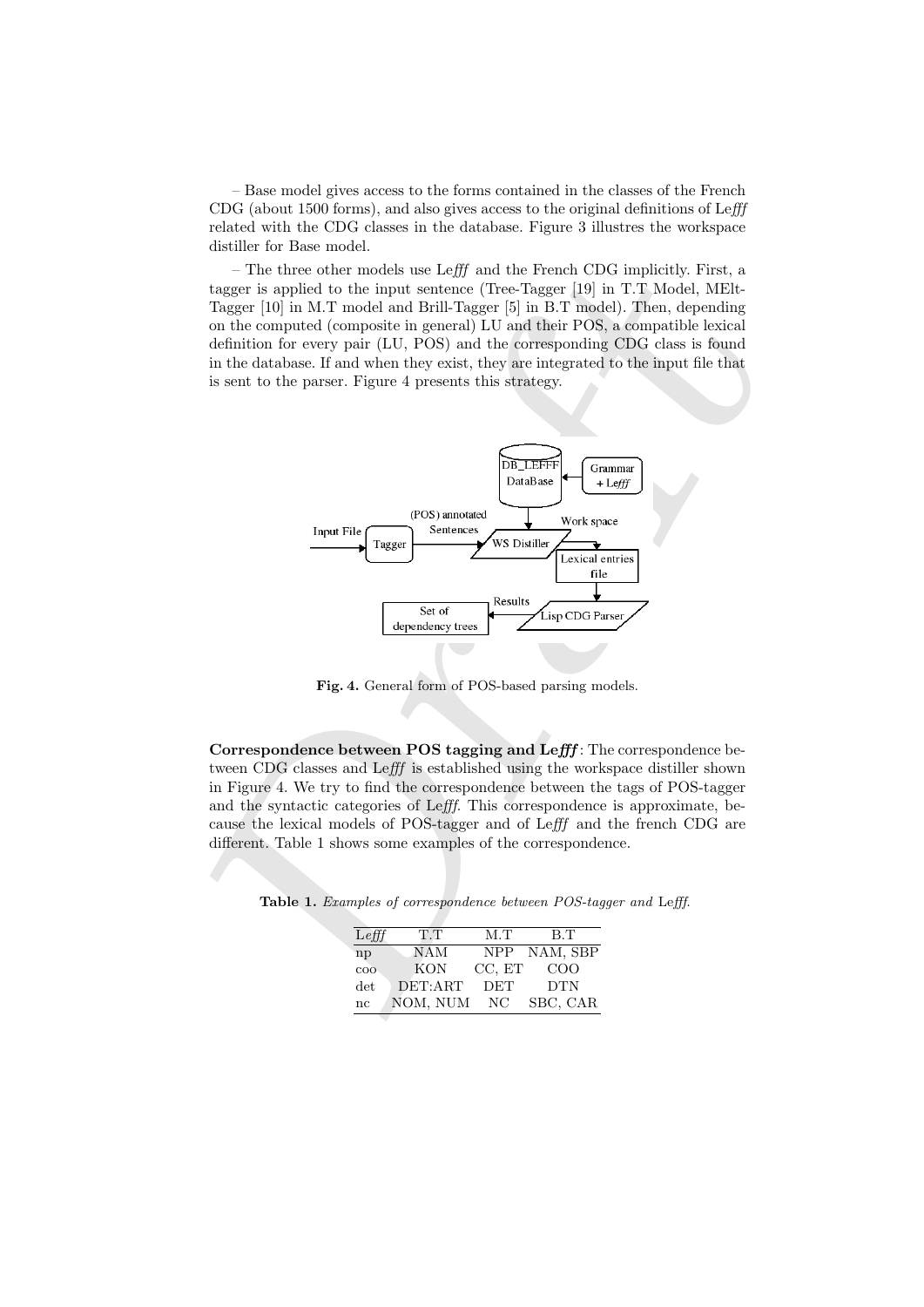– Base model gives access to the forms contained in the classes of the French CDG (about 1500 forms), and also gives access to the original definitions of Le*fff* related with the CDG classes in the database. Figure 3 illustres the workspace distiller for Base model.

– The three other models use Le*fff* and the French CDG implicitly. First, a tagger is applied to the input sentence (Tree-Tagger [19] in T.T Model, MElt-Tagger [10] in M.T model and Brill-Tagger [5] in B.T model). Then, depending on the computed (composite in general) LU and their POS, a compatible lexical definition for every pair (LU, POS) and the corresponding CDG class is found in the database. If and when they exist, they are integrated to the input file that is sent to the parser. Figure 4 presents this strategy.

**Fig. 4.** General form of POS-based parsing models.

**Correspondence between POS tagging and Le*fff*** : The correspondence between CDG classes and Le*fff* is established using the workspace distiller shown in Figure 4. We try to find the correspondence between the tags of POS-tagger and the syntactic categories of Le*fff*. This correspondence is approximate, because the lexical models of POS-tagger and of Le*fff* and the french CDG are different. Table 1 shows some examples of the correspondence.

**Table 1.** *Examples of correspondence between POS-tagger and* Le*fff*.

| Le*fff* | T.T | M.T | B.T |
|---|---|---|---|
| np | NAM | NPP | NAM, SBP |
| coo | KON | CC, ET | COO |
| det | DET:ART | DET | DTN |
| nc | NOM, NUM | NC | SBC, CAR |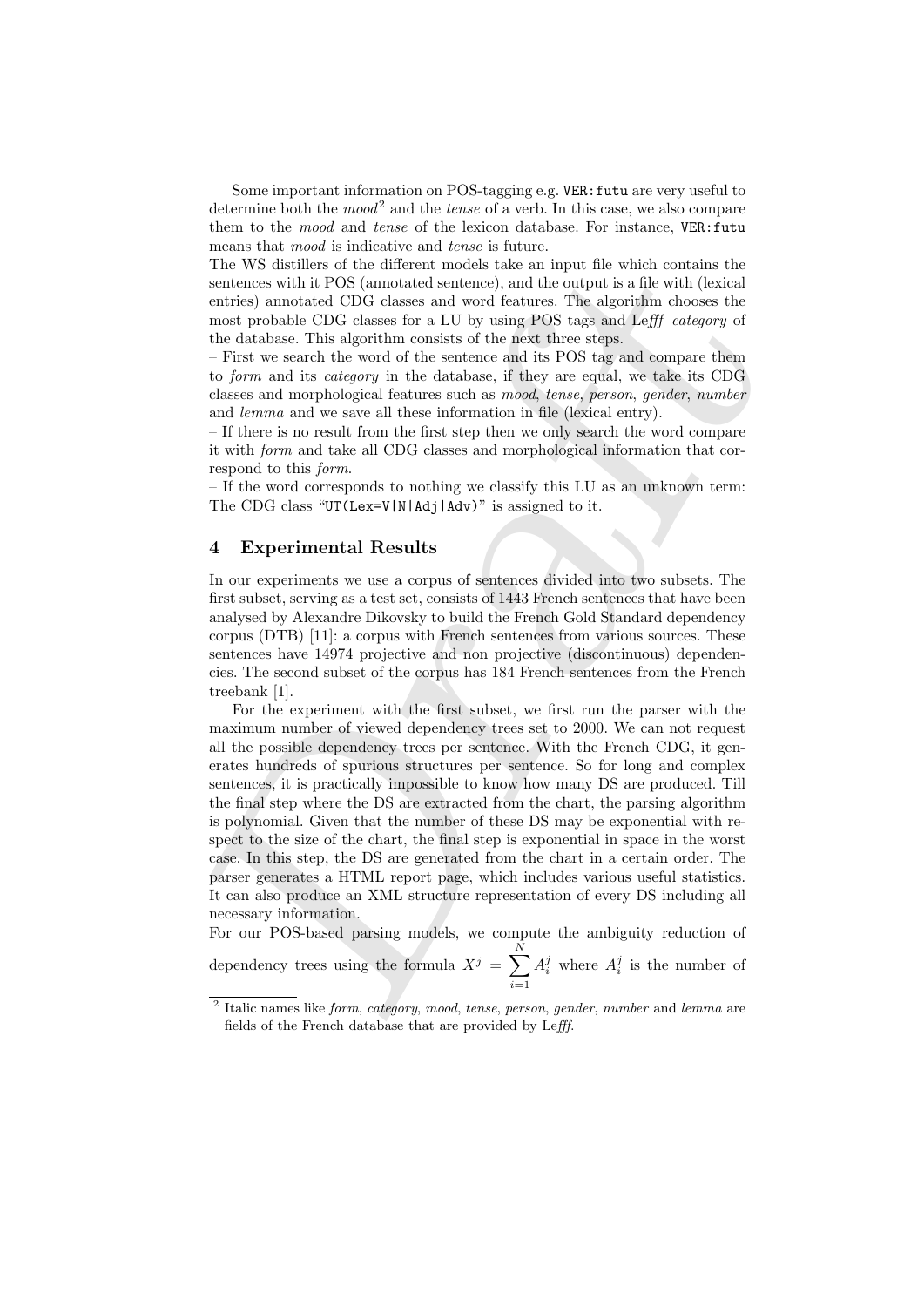Some important information on POS-tagging e.g. `VER:futu` are very useful to determine both the *mood*[2] and the *tense* of a verb. In this case, we also compare them to the *mood* and *tense* of the lexicon database. For instance, `VER:futu` means that *mood* is indicative and *tense* is future.

The WS distillers of the different models take an input file which contains the sentences with it POS (annotated sentence), and the output is a file with (lexical entries) annotated CDG classes and word features. The algorithm chooses the most probable CDG classes for a LU by using POS tags and Le*fff* *category* of the database. This algorithm consists of the next three steps.

– First we search the word of the sentence and its POS tag and compare them to *form* and its *category* in the database, if they are equal, we take its CDG classes and morphological features such as *mood*, *tense*, *person*, *gender*, *number* and *lemma* and we save all these information in file (lexical entry).

– If there is no result from the first step then we only search the word compare it with *form* and take all CDG classes and morphological information that correspond to this *form*.

– If the word corresponds to nothing we classify this LU as an unknown term: The CDG class "`UT(Lex=V|N|Adj|Adv)`" is assigned to it.

## 4 Experimental Results

In our experiments we use a corpus of sentences divided into two subsets. The first subset, serving as a test set, consists of 1443 French sentences that have been analysed by Alexandre Dikovsky to build the French Gold Standard dependency corpus (DTB) [11]: a corpus with French sentences from various sources. These sentences have 14974 projective and non projective (discontinuous) dependencies. The second subset of the corpus has 184 French sentences from the French treebank [1].

For the experiment with the first subset, we first run the parser with the maximum number of viewed dependency trees set to 2000. We can not request all the possible dependency trees per sentence. With the French CDG, it generates hundreds of spurious structures per sentence. So for long and complex sentences, it is practically impossible to know how many DS are produced. Till the final step where the DS are extracted from the chart, the parsing algorithm is polynomial. Given that the number of these DS may be exponential with respect to the size of the chart, the final step is exponential in space in the worst case. In this step, the DS are generated from the chart in a certain order. The parser generates a HTML report page, which includes various useful statistics. It can also produce an XML structure representation of every DS including all necessary information.

For our POS-based parsing models, we compute the ambiguity reduction of dependency trees using the formula $X^j = \sum_{i=1}^{N} A_i^j$ where $A_i^j$ is the number of

[2] Italic names like *form*, *category*, *mood*, *tense*, *person*, *gender*, *number* and *lemma* are fields of the French database that are provided by Le*fff*.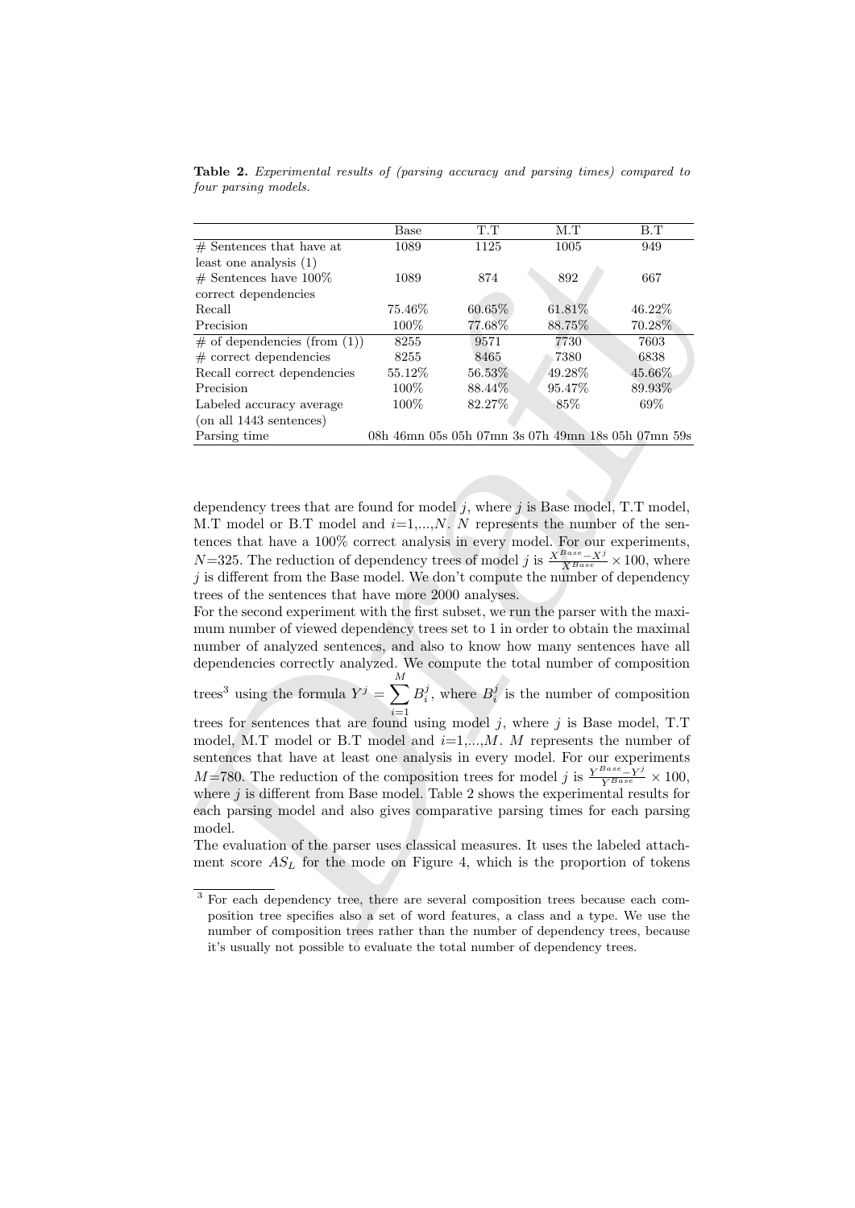**Table 2.** *Experimental results of (parsing accuracy and parsing times) compared to four parsing models.*

| | Base | T.T | M.T | B.T |
|---|---|---|---|---|
| # Sentences that have at least one analysis (1) | 1089 | 1125 | 1005 | 949 |
| # Sentences have 100% correct dependencies | 1089 | 874 | 892 | 667 |
| Recall | 75.46% | 60.65% | 61.81% | 46.22% |
| Precision | 100% | 77.68% | 88.75% | 70.28% |
| # of dependencies (from (1)) | 8255 | 9571 | 7730 | 7603 |
| # correct dependencies | 8255 | 8465 | 7380 | 6838 |
| Recall correct dependencies | 55.12% | 56.53% | 49.28% | 45.66% |
| Precision | 100% | 88.44% | 95.47% | 89.93% |
| Labeled accuracy average (on all 1443 sentences) | 100% | 82.27% | 85% | 69% |
| Parsing time | 08h 46mn 05s | 05h 07mn 3s | 07h 49mn 18s | 05h 07mn 59s |

dependency trees that are found for model $j$, where $j$ is Base model, T.T model, M.T model or B.T model and $i$=1,...,$N$. $N$ represents the number of the sentences that have a 100% correct analysis in every model. For our experiments, $N$=325. The reduction of dependency trees of model $j$ is $\frac{X^{Base}-X^j}{X^{Base}} \times 100$, where $j$ is different from the Base model. We don't compute the number of dependency trees of the sentences that have more 2000 analyses.

For the second experiment with the first subset, we run the parser with the maximum number of viewed dependency trees set to 1 in order to obtain the maximal number of analyzed sentences, and also to know how many sentences have all dependencies correctly analyzed. We compute the total number of composition trees[3] using the formula $Y^j = \sum_{i=1}^{M} B_i^j$, where $B_i^j$ is the number of composition trees for sentences that are found using model $j$, where $j$ is Base model, T.T model, M.T model or B.T model and $i$=1,...,$M$. $M$ represents the number of sentences that have at least one analysis in every model. For our experiments $M$=780. The reduction of the composition trees for model $j$ is $\frac{Y^{Base}-Y^j}{Y^{Base}} \times 100$, where $j$ is different from Base model. Table 2 shows the experimental results for each parsing model and also gives comparative parsing times for each parsing model.

The evaluation of the parser uses classical measures. It uses the labeled attachment score $AS_L$ for the mode on Figure 4, which is the proportion of tokens

---

[3] For each dependency tree, there are several composition trees because each composition tree specifies also a set of word features, a class and a type. We use the number of composition trees rather than the number of dependency trees, because it's usually not possible to evaluate the total number of dependency trees.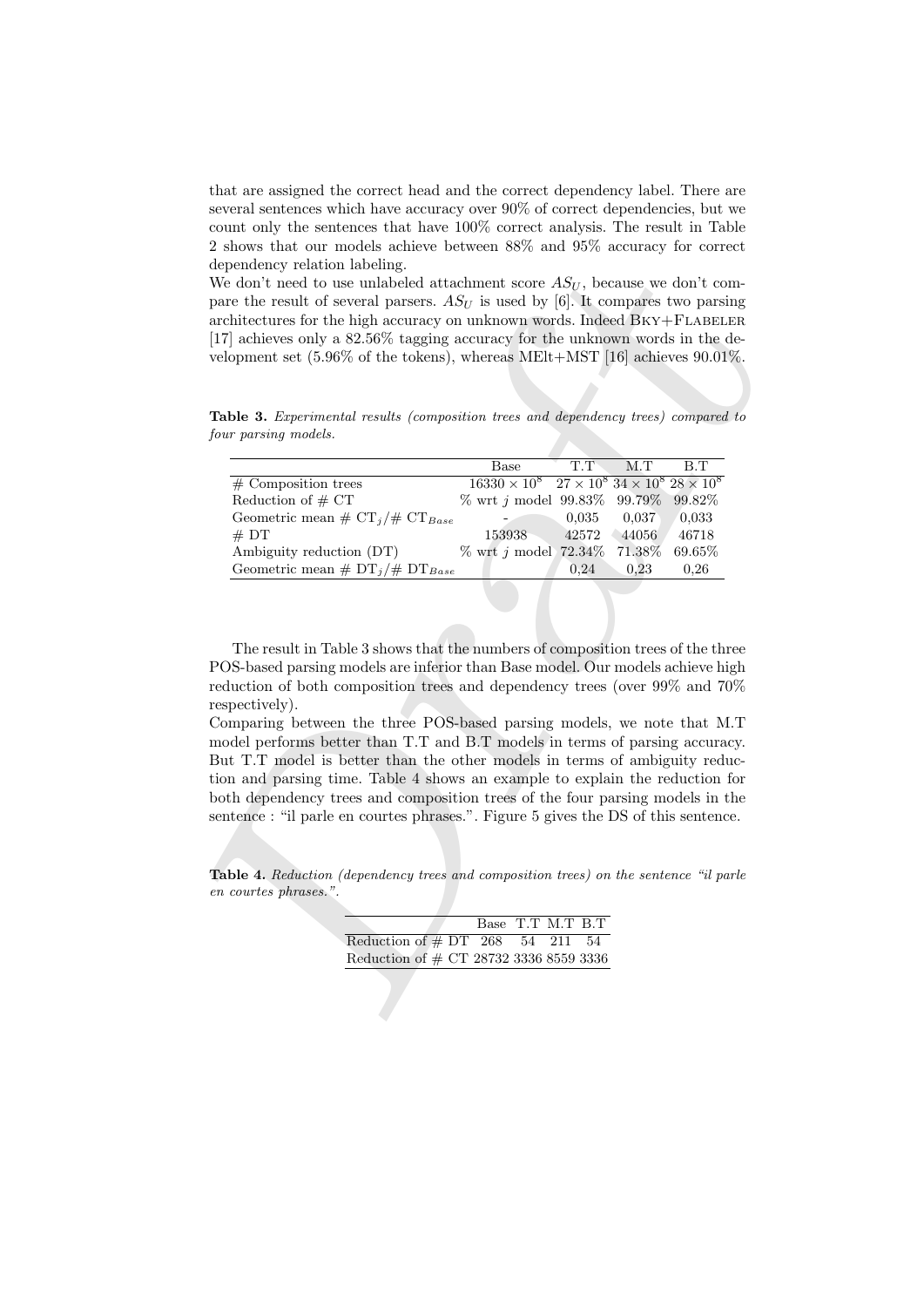that are assigned the correct head and the correct dependency label. There are several sentences which have accuracy over 90% of correct dependencies, but we count only the sentences that have 100% correct analysis. The result in Table 2 shows that our models achieve between 88% and 95% accuracy for correct dependency relation labeling.

We don't need to use unlabeled attachment score $AS_U$, because we don't compare the result of several parsers. $AS_U$ is used by [6]. It compares two parsing architectures for the high accuracy on unknown words. Indeed BKY+FLABELER [17] achieves only a 82.56% tagging accuracy for the unknown words in the development set (5.96% of the tokens), whereas MElt+MST [16] achieves 90.01%.

**Table 3.** *Experimental results (composition trees and dependency trees) compared to four parsing models.*

| | Base | T.T | M.T | B.T |
|---|---|---|---|---|
| # Composition trees | $16330 \times 10^8$ | $27 \times 10^8$ | $34 \times 10^8$ | $28 \times 10^8$ |
| Reduction of # CT | % wrt $j$ model | 99.83% | 99.79% | 99.82% |
| Geometric mean # $\text{CT}_j$/# $\text{CT}_{Base}$ | - | 0,035 | 0,037 | 0,033 |
| # DT | 153938 | 42572 | 44056 | 46718 |
| Ambiguity reduction (DT) | % wrt $j$ model | 72.34% | 71.38% | 69.65% |
| Geometric mean # $\text{DT}_j$/# $\text{DT}_{Base}$ | | 0,24 | 0,23 | 0,26 |

The result in Table 3 shows that the numbers of composition trees of the three POS-based parsing models are inferior than Base model. Our models achieve high reduction of both composition trees and dependency trees (over 99% and 70% respectively).

Comparing between the three POS-based parsing models, we note that M.T model performs better than T.T and B.T models in terms of parsing accuracy. But T.T model is better than the other models in terms of ambiguity reduction and parsing time. Table 4 shows an example to explain the reduction for both dependency trees and composition trees of the four parsing models in the sentence : "il parle en courtes phrases.". Figure 5 gives the DS of this sentence.

**Table 4.** *Reduction (dependency trees and composition trees) on the sentence "il parle en courtes phrases.".*

| | Base | T.T | M.T | B.T |
|---|---|---|---|---|
| Reduction of # DT | 268 | 54 | 211 | 54 |
| Reduction of # CT | 28732 | 3336 | 8559 | 3336 |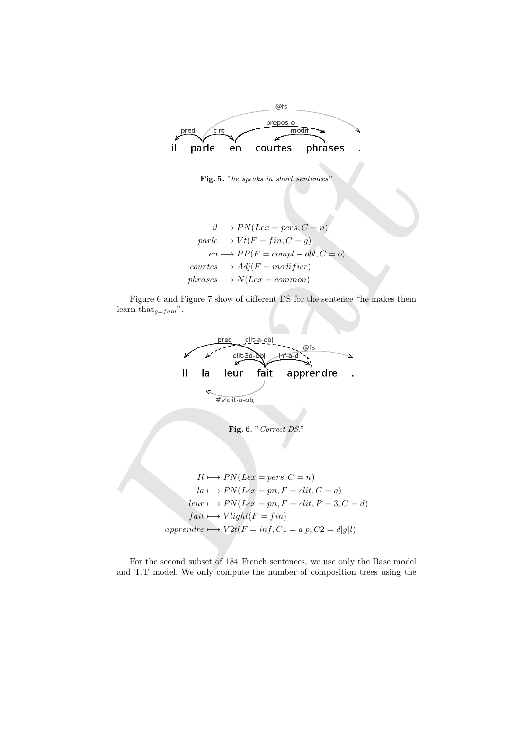Fig. 5. "*he speaks in short sentences*"

$$
\begin{aligned}
il &\longmapsto PN(Lex = pers, C = n)\\
parle &\longmapsto Vt(F = fin, C = g)\\
en &\longmapsto PP(F = compl - obl, C = o)\\
courtes &\longmapsto Adj(F = modifier)\\
phrases &\longmapsto N(Lex = common)
\end{aligned}
$$

Figure 6 and Figure 7 show of different DS for the sentence "he makes them learn that$_{g=fem}$".

Fig. 6. "*Correct DS.*"

$$
\begin{aligned}
Il &\longmapsto PN(Lex = pers, C = n)\\
la &\longmapsto PN(Lex = pn, F = clit, C = a)\\
leur &\longmapsto PN(Lex = pn, F = clit, P = 3, C = d)\\
fait &\longmapsto Vlight(F = fin)\\
apprendre &\longmapsto V2t(F = inf, C1 = a|p, C2 = d|g|l)
\end{aligned}
$$

For the second subset of 184 French sentences, we use only the Base model and T.T model. We only compute the number of composition trees using the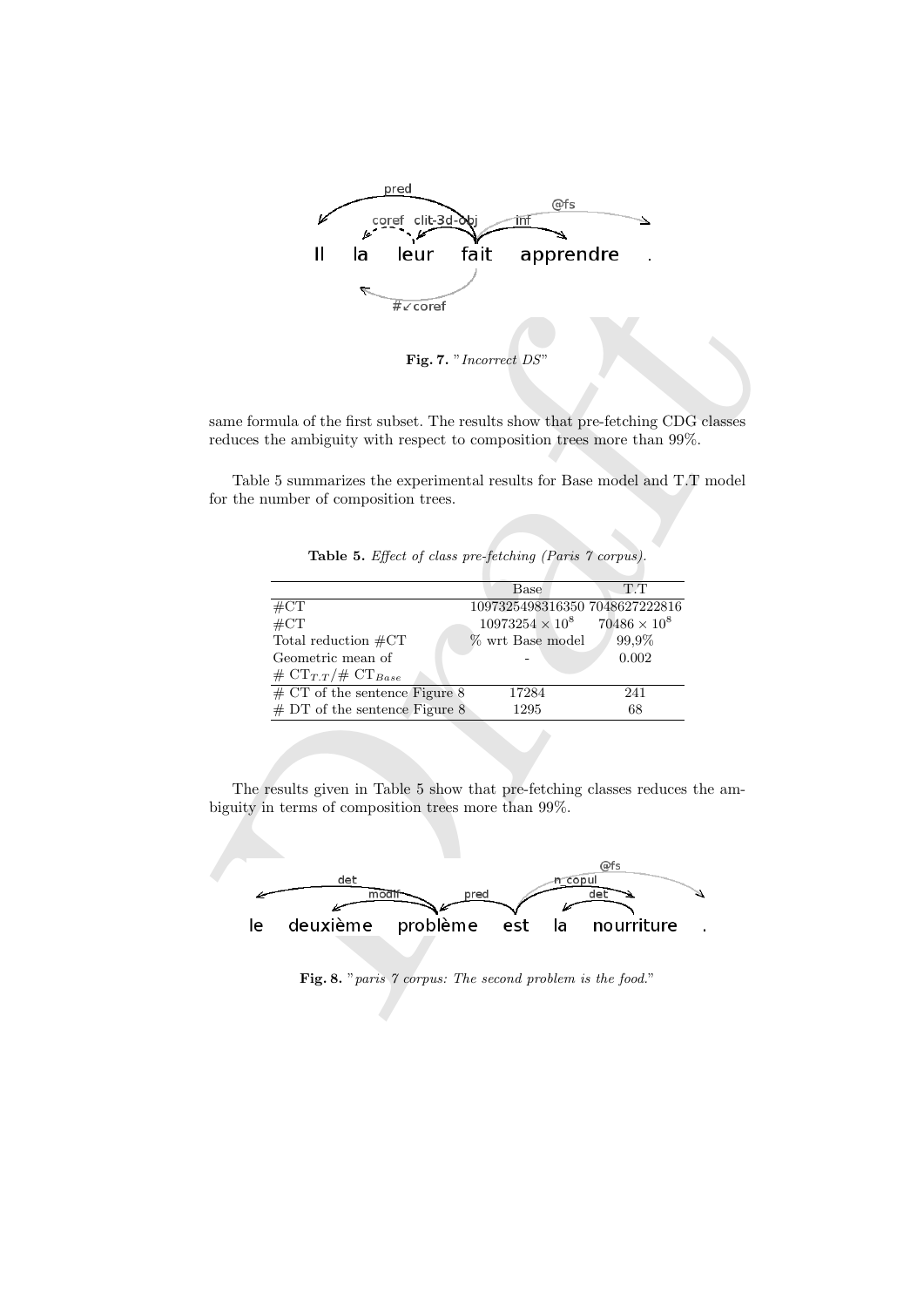Fig. 7. "*Incorrect DS*"

same formula of the first subset. The results show that pre-fetching CDG classes reduces the ambiguity with respect to composition trees more than 99%.

Table 5 summarizes the experimental results for Base model and T.T model for the number of composition trees.

**Table 5.** *Effect of class pre-fetching (Paris 7 corpus).*

| | Base | T.T |
|---|---|---|
| #CT | 1097325498316350 | 7048627222816 |
| #CT | $10973254 \times 10^8$ | $70486 \times 10^8$ |
| Total reduction #CT | % wrt Base model | 99,9% |
| Geometric mean of # $CT_{T.T}$/# $CT_{Base}$ | - | 0.002 |
| # CT of the sentence Figure 8 | 17284 | 241 |
| # DT of the sentence Figure 8 | 1295 | 68 |

The results given in Table 5 show that pre-fetching classes reduces the ambiguity in terms of composition trees more than 99%.

**Fig. 8.** "*paris 7 corpus: The second problem is the food.*"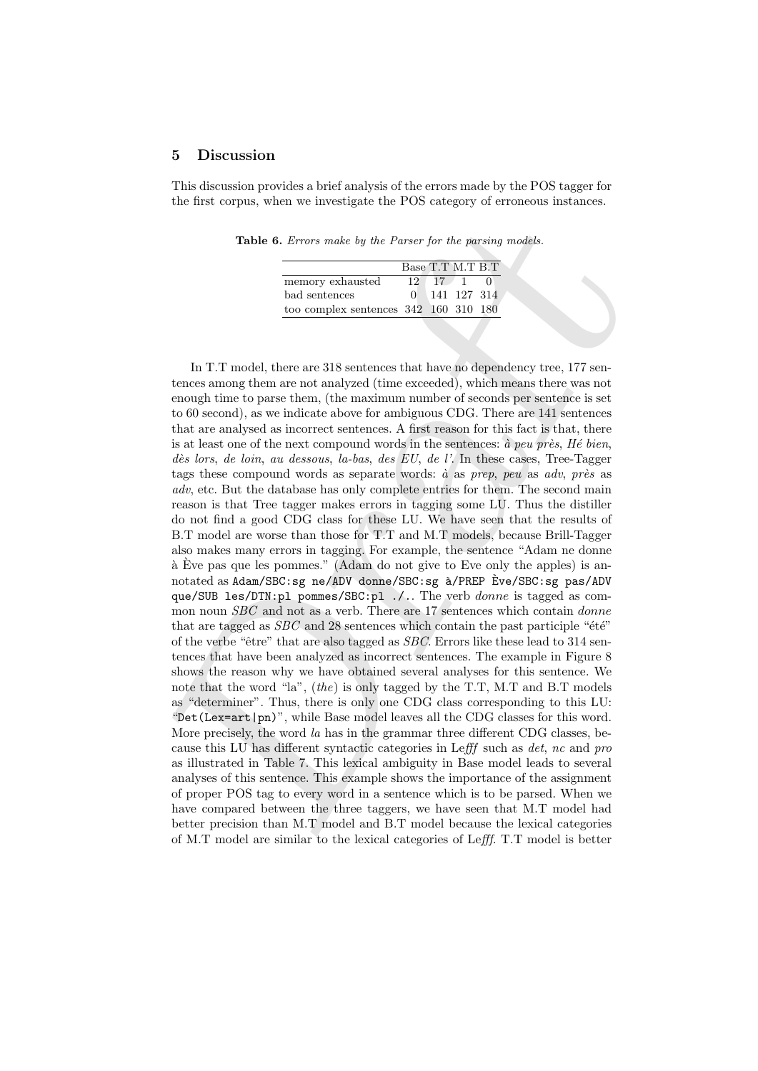## 5 Discussion

This discussion provides a brief analysis of the errors made by the POS tagger for the first corpus, when we investigate the POS category of erroneous instances.

**Table 6.** *Errors make by the Parser for the parsing models.*

| | Base | T.T | M.T | B.T |
|---|---|---|---|---|
| memory exhausted | 12 | 17 | 1 | 0 |
| bad sentences | 0 | 141 | 127 | 314 |
| too complex sentences | 342 | 160 | 310 | 180 |

In T.T model, there are 318 sentences that have no dependency tree, 177 sentences among them are not analyzed (time exceeded), which means there was not enough time to parse them, (the maximum number of seconds per sentence is set to 60 second), as we indicate above for ambiguous CDG. There are 141 sentences that are analysed as incorrect sentences. A first reason for this fact is that, there is at least one of the next compound words in the sentences: *à peu près*, *Hé bien*, *dès lors*, *de loin*, *au dessous*, *la-bas*, *des EU*, *de l'*. In these cases, Tree-Tagger tags these compound words as separate words: *à* as *prep*, *peu* as *adv*, *près* as *adv*, etc. But the database has only complete entries for them. The second main reason is that Tree tagger makes errors in tagging some LU. Thus the distiller do not find a good CDG class for these LU. We have seen that the results of B.T model are worse than those for T.T and M.T models, because Brill-Tagger also makes many errors in tagging. For example, the sentence "Adam ne donne à Ève pas que les pommes." (Adam do not give to Eve only the apples) is annotated as `Adam/SBC:sg ne/ADV donne/SBC:sg à/PREP Ève/SBC:sg pas/ADV que/SUB les/DTN:pl pommes/SBC:pl ./.`. The verb *donne* is tagged as common noun *SBC* and not as a verb. There are 17 sentences which contain *donne* that are tagged as *SBC* and 28 sentences which contain the past participle "été" of the verbe "être" that are also tagged as *SBC*. Errors like these lead to 314 sentences that have been analyzed as incorrect sentences. The example in Figure 8 shows the reason why we have obtained several analyses for this sentence. We note that the word "la", (*the*) is only tagged by the T.T, M.T and B.T models as "determiner". Thus, there is only one CDG class corresponding to this LU: "`Det(Lex=art|pn)`", while Base model leaves all the CDG classes for this word. More precisely, the word *la* has in the grammar three different CDG classes, because this LU has different syntactic categories in Le*fff* such as *det*, *nc* and *pro* as illustrated in Table 7. This lexical ambiguity in Base model leads to several analyses of this sentence. This example shows the importance of the assignment of proper POS tag to every word in a sentence which is to be parsed. When we have compared between the three taggers, we have seen that M.T model had better precision than M.T model and B.T model because the lexical categories of M.T model are similar to the lexical categories of Le*fff*. T.T model is better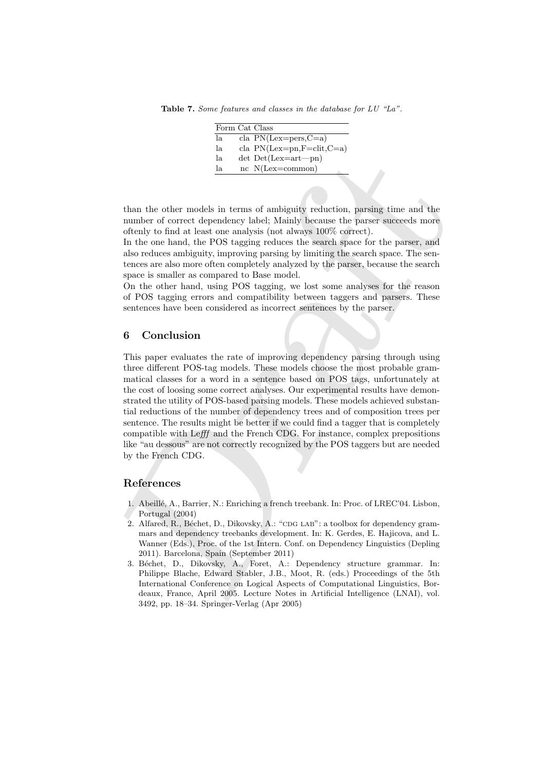**Table 7.** *Some features and classes in the database for LU "La".*

| Form | Cat | Class |
|---|---|---|
| la | cla | PN(Lex=pers,C=a) |
| la | cla | PN(Lex=pn,F=clit,C=a) |
| la | det | Det(Lex=art—pn) |
| la | nc | N(Lex=common) |

than the other models in terms of ambiguity reduction, parsing time and the number of correct dependency label; Mainly because the parser succeeds more oftenly to find at least one analysis (not always 100% correct).
In the one hand, the POS tagging reduces the search space for the parser, and also reduces ambiguity, improving parsing by limiting the search space. The sentences are also more often completely analyzed by the parser, because the search space is smaller as compared to Base model.
On the other hand, using POS tagging, we lost some analyses for the reason of POS tagging errors and compatibility between taggers and parsers. These sentences have been considered as incorrect sentences by the parser.

## 6 Conclusion

This paper evaluates the rate of improving dependency parsing through using three different POS-tag models. These models choose the most probable grammatical classes for a word in a sentence based on POS tags, unfortunately at the cost of loosing some correct analyses. Our experimental results have demonstrated the utility of POS-based parsing models. These models achieved substantial reductions of the number of dependency trees and of composition trees per sentence. The results might be better if we could find a tagger that is completely compatible with Le*fff* and the French CDG. For instance, complex prepositions like "au dessous" are not correctly recognized by the POS taggers but are needed by the French CDG.

## References

1. Abeillé, A., Barrier, N.: Enriching a french treebank. In: Proc. of LREC'04. Lisbon, Portugal (2004)
2. Alfared, R., Béchet, D., Dikovsky, A.: "CDG LAB": a toolbox for dependency grammars and dependency treebanks development. In: K. Gerdes, E. Hajicova, and L. Wanner (Eds.), Proc. of the 1st Intern. Conf. on Dependency Linguistics (Depling 2011). Barcelona, Spain (September 2011)
3. Béchet, D., Dikovsky, A., Foret, A.: Dependency structure grammar. In: Philippe Blache, Edward Stabler, J.B., Moot, R. (eds.) Proceedings of the 5th International Conference on Logical Aspects of Computational Linguistics, Bordeaux, France, April 2005. Lecture Notes in Artificial Intelligence (LNAI), vol. 3492, pp. 18–34. Springer-Verlag (Apr 2005)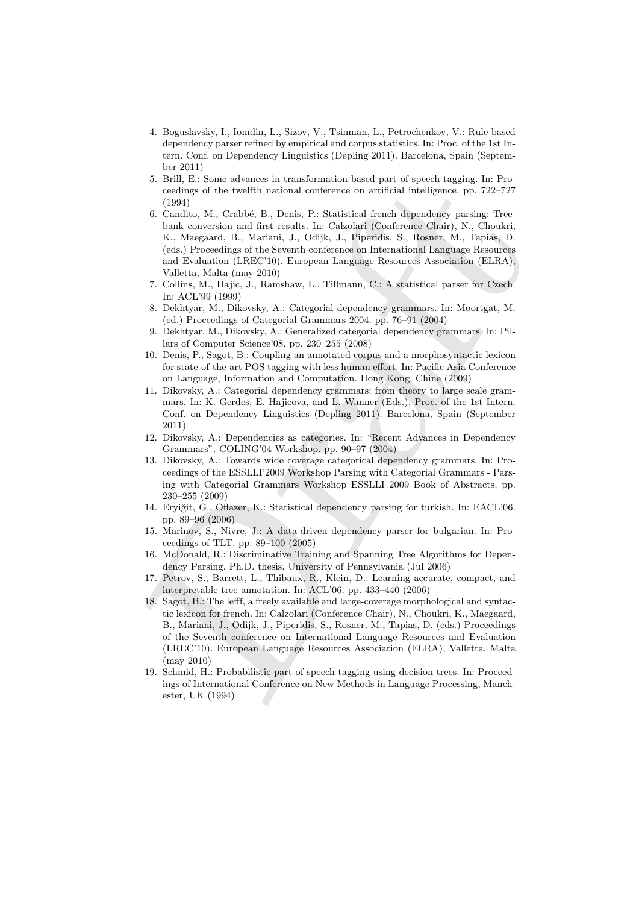4. Boguslavsky, I., Iomdin, L., Sizov, V., Tsinman, L., Petrochenkov, V.: Rule-based dependency parser refined by empirical and corpus statistics. In: Proc. of the 1st Intern. Conf. on Dependency Linguistics (Depling 2011). Barcelona, Spain (September 2011)
5. Brill, E.: Some advances in transformation-based part of speech tagging. In: Proceedings of the twelfth national conference on artificial intelligence. pp. 722–727 (1994)
6. Candito, M., Crabbé, B., Denis, P.: Statistical french dependency parsing: Treebank conversion and first results. In: Calzolari (Conference Chair), N., Choukri, K., Maegaard, B., Mariani, J., Odijk, J., Piperidis, S., Rosner, M., Tapias, D. (eds.) Proceedings of the Seventh conference on International Language Resources and Evaluation (LREC'10). European Language Resources Association (ELRA), Valletta, Malta (may 2010)
7. Collins, M., Hajic, J., Ramshaw, L., Tillmann, C.: A statistical parser for Czech. In: ACL'99 (1999)
8. Dekhtyar, M., Dikovsky, A.: Categorial dependency grammars. In: Moortgat, M. (ed.) Proceedings of Categorial Grammars 2004. pp. 76–91 (2004)
9. Dekhtyar, M., Dikovsky, A.: Generalized categorial dependency grammars. In: Pillars of Computer Science'08. pp. 230–255 (2008)
10. Denis, P., Sagot, B.: Coupling an annotated corpus and a morphosyntactic lexicon for state-of-the-art POS tagging with less human effort. In: Pacific Asia Conference on Language, Information and Computation. Hong Kong, Chine (2009)
11. Dikovsky, A.: Categorial dependency grammars: from theory to large scale grammars. In: K. Gerdes, E. Hajicova, and L. Wanner (Eds.), Proc. of the 1st Intern. Conf. on Dependency Linguistics (Depling 2011). Barcelona, Spain (September 2011)
12. Dikovsky, A.: Dependencies as categories. In: "Recent Advances in Dependency Grammars". COLING'04 Workshop. pp. 90–97 (2004)
13. Dikovsky, A.: Towards wide coverage categorical dependency grammars. In: Proceedings of the ESSLLI'2009 Workshop Parsing with Categorial Grammars - Parsing with Categorial Grammars Workshop ESSLLI 2009 Book of Abstracts. pp. 230–255 (2009)
14. Eryiğit, G., Oflazer, K.: Statistical dependency parsing for turkish. In: EACL'06. pp. 89–96 (2006)
15. Marinov, S., Nivre, J.: A data-driven dependency parser for bulgarian. In: Proceedings of TLT. pp. 89–100 (2005)
16. McDonald, R.: Discriminative Training and Spanning Tree Algorithms for Dependency Parsing. Ph.D. thesis, University of Pennsylvania (Jul 2006)
17. Petrov, S., Barrett, L., Thibaux, R., Klein, D.: Learning accurate, compact, and interpretable tree annotation. In: ACL'06. pp. 433–440 (2006)
18. Sagot, B.: The lefff, a freely available and large-coverage morphological and syntactic lexicon for french. In: Calzolari (Conference Chair), N., Choukri, K., Maegaard, B., Mariani, J., Odijk, J., Piperidis, S., Rosner, M., Tapias, D. (eds.) Proceedings of the Seventh conference on International Language Resources and Evaluation (LREC'10). European Language Resources Association (ELRA), Valletta, Malta (may 2010)
19. Schmid, H.: Probabilistic part-of-speech tagging using decision trees. In: Proceedings of International Conference on New Methods in Language Processing, Manchester, UK (1994)